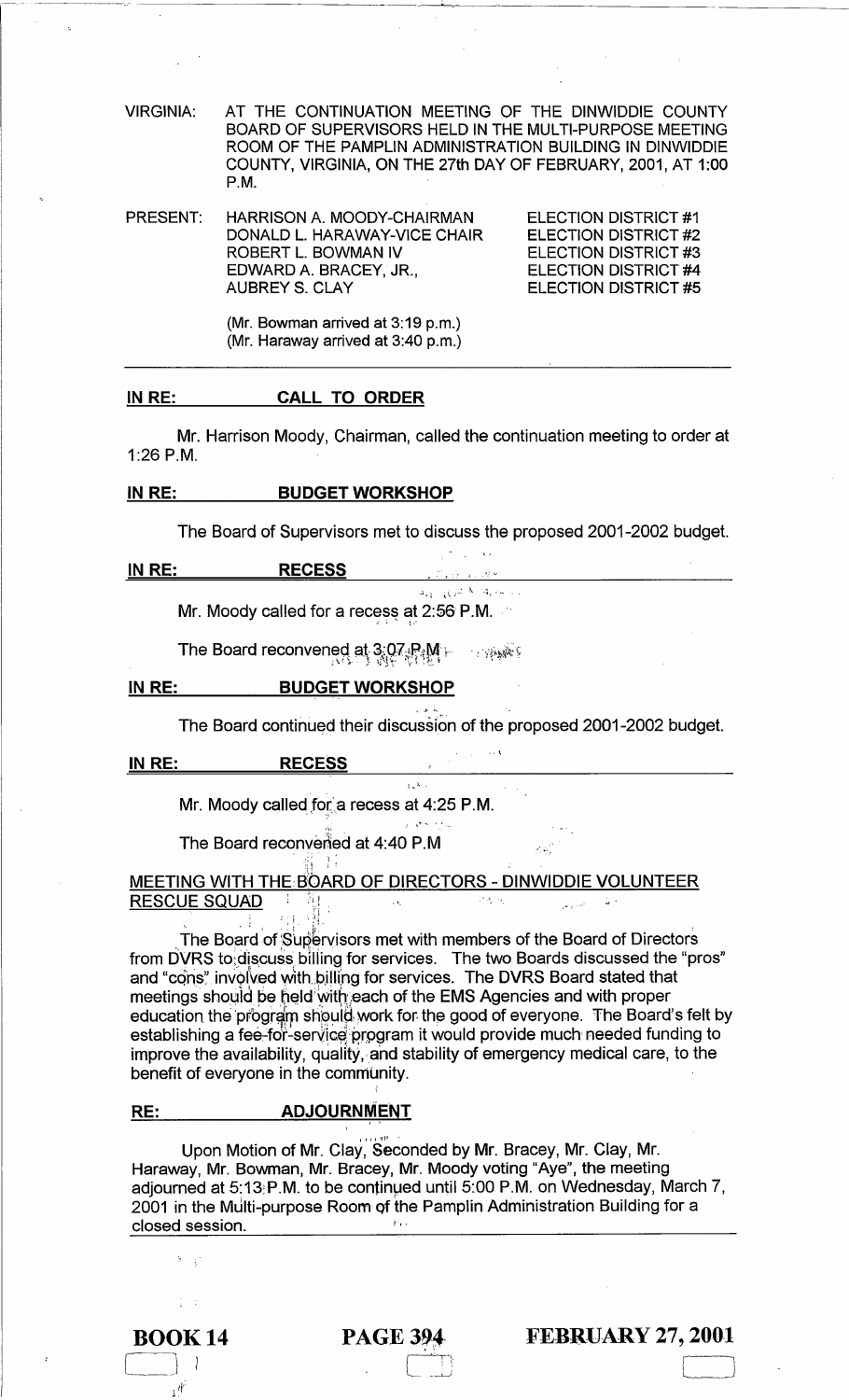VIRGINIA: AT THE CONTINUATION MEETING OF THE DINWIDDIE COUNTY BOARD OF SUPERVISORS HELD IN THE MULTI-PURPOSE MEETING ROOM OF THE PAMPLIN ADMINISTRATION BUILDING IN DINWIDDIE COUNTY, VIRGINIA, ON THE 27th DAY OF FEBRUARY, 2001, AT 1:00 P.M.

| PRESENT: | | |
|---|---|---|
| | HARRISON A. MOODY-CHAIRMAN | ELECTION DISTRICT #1 |
| | DONALD L. HARAWAY-VICE CHAIR | ELECTION DISTRICT #2 |
| | ROBERT L. BOWMAN IV | ELECTION DISTRICT #3 |
| | EDWARD A. BRACEY, JR., | ELECTION DISTRICT #4 |
| | AUBREY S. CLAY | ELECTION DISTRICT #5 |

(Mr. Bowman arrived at 3:19 p.m.)
(Mr. Haraway arrived at 3:40 p.m.)

**IN RE: CALL TO ORDER**

Mr. Harrison Moody, Chairman, called the continuation meeting to order at 1:26 P.M.

**IN RE: BUDGET WORKSHOP**

The Board of Supervisors met to discuss the proposed 2001-2002 budget.

**IN RE: RECESS**

Mr. Moody called for a recess at 2:56 P.M.

The Board reconvened at 3:07 P.M.

**IN RE: BUDGET WORKSHOP**

The Board continued their discussion of the proposed 2001-2002 budget.

**IN RE: RECESS**

Mr. Moody called for a recess at 4:25 P.M.

The Board reconvened at 4:40 P.M

**MEETING WITH THE BOARD OF DIRECTORS - DINWIDDIE VOLUNTEER RESCUE SQUAD**

The Board of Supervisors met with members of the Board of Directors from DVRS to discuss billing for services. The two Boards discussed the "pros" and "cons" involved with billing for services. The DVRS Board stated that meetings should be held with each of the EMS Agencies and with proper education the program should work for the good of everyone. The Board's felt by establishing a fee-for-service program it would provide much needed funding to improve the availability, quality, and stability of emergency medical care, to the benefit of everyone in the community.

**RE: ADJOURNMENT**

Upon Motion of Mr. Clay, Seconded by Mr. Bracey, Mr. Clay, Mr. Haraway, Mr. Bowman, Mr. Bracey, Mr. Moody voting "Aye", the meeting adjourned at 5:13 P.M. to be continued until 5:00 P.M. on Wednesday, March 7, 2001 in the Multi-purpose Room of the Pamplin Administration Building for a closed session.

BOOK 14 PAGE 394 FEBRUARY 27, 2001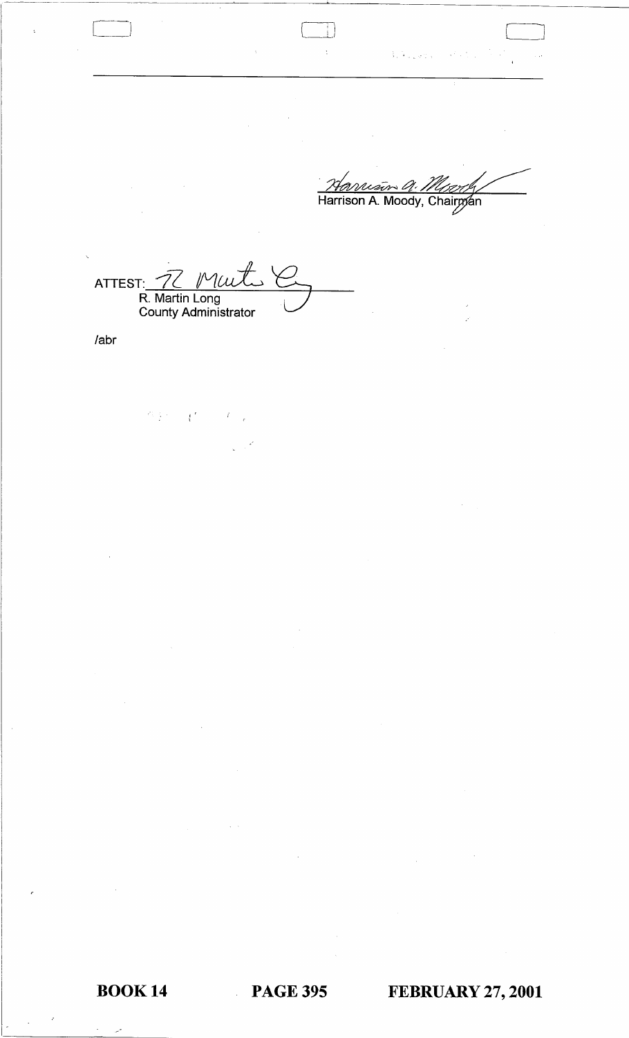Harrison A. Moody, Chairman

ATTEST:

R. Martin Long
County Administrator

/abr

BOOK 14 PAGE 395 FEBRUARY 27, 2001